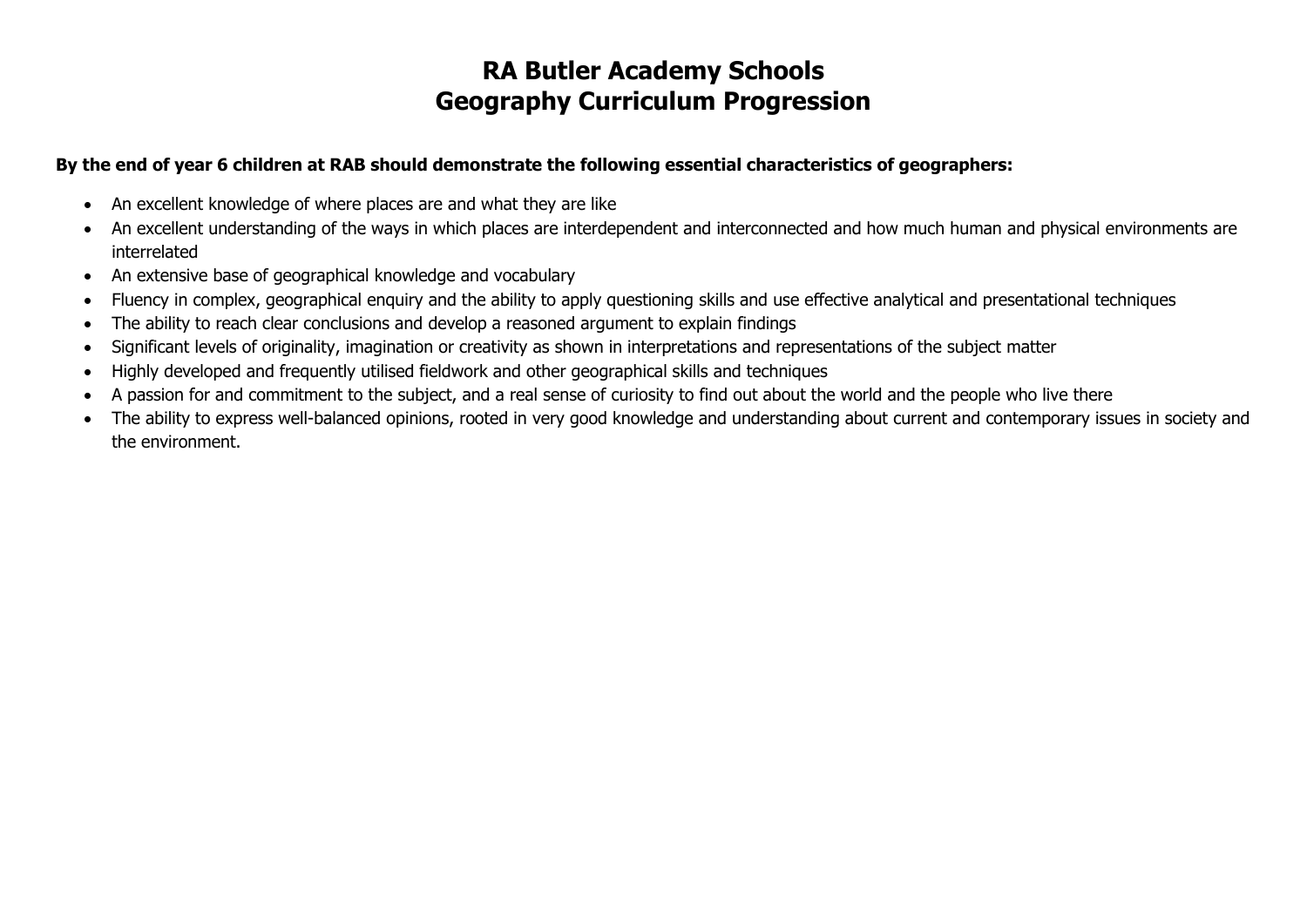# RA Butler Academy Schools
# Geography Curriculum Progression

**By the end of year 6 children at RAB should demonstrate the following essential characteristics of geographers:**

- An excellent knowledge of where places are and what they are like
- An excellent understanding of the ways in which places are interdependent and interconnected and how much human and physical environments are interrelated
- An extensive base of geographical knowledge and vocabulary
- Fluency in complex, geographical enquiry and the ability to apply questioning skills and use effective analytical and presentational techniques
- The ability to reach clear conclusions and develop a reasoned argument to explain findings
- Significant levels of originality, imagination or creativity as shown in interpretations and representations of the subject matter
- Highly developed and frequently utilised fieldwork and other geographical skills and techniques
- A passion for and commitment to the subject, and a real sense of curiosity to find out about the world and the people who live there
- The ability to express well-balanced opinions, rooted in very good knowledge and understanding about current and contemporary issues in society and the environment.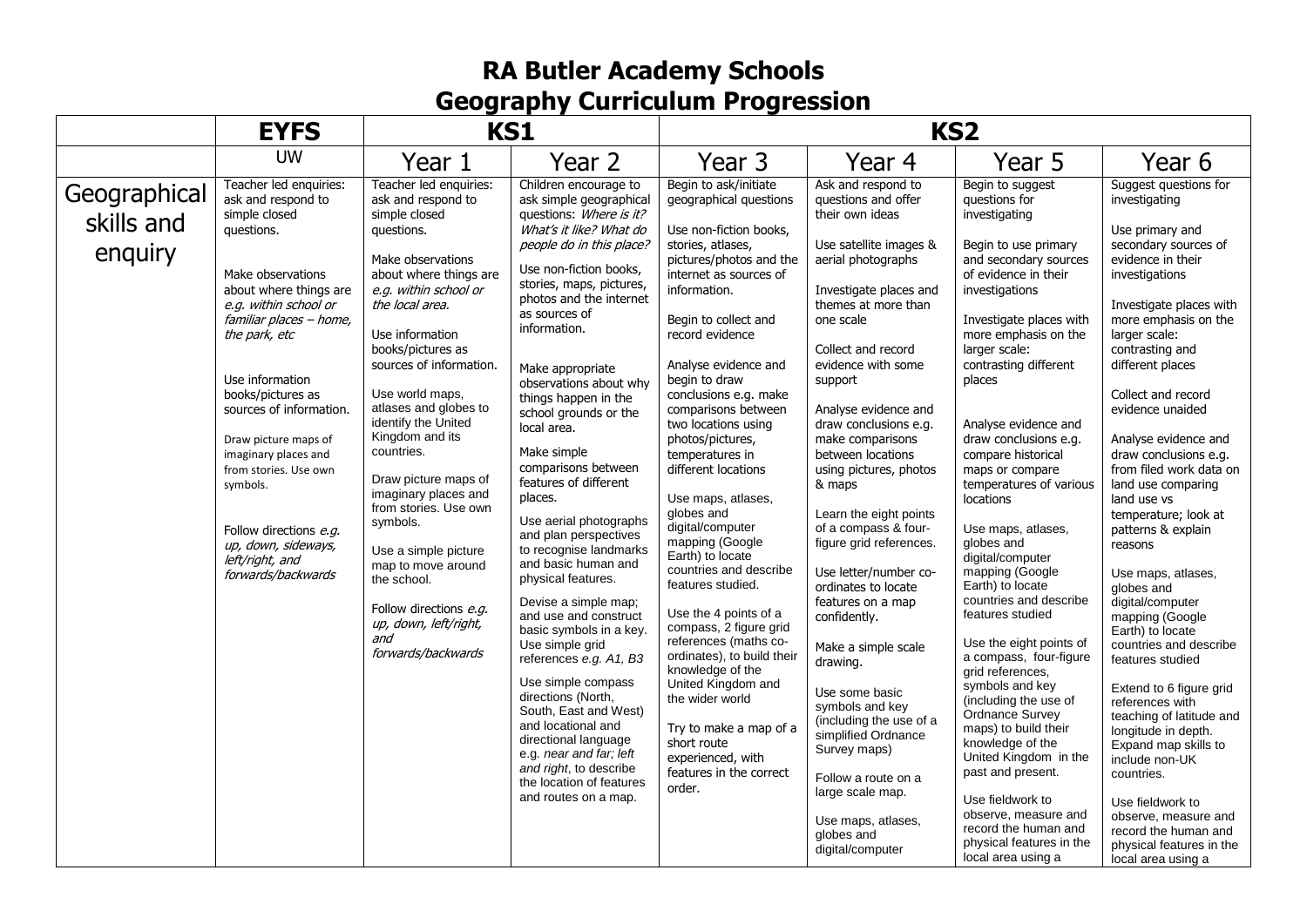# RA Butler Academy Schools
# Geography Curriculum Progression

| | EYFS | KS1 | | KS2 | | | |
|---|---|---|---|---|---|---|---|
| | UW | Year 1 | Year 2 | Year 3 | Year 4 | Year 5 | Year 6 |
| Geographical skills and enquiry | Teacher led enquiries: ask and respond to simple closed questions.<br><br>Make observations about where things are *e.g. within school or familiar places – home, the park, etc*<br><br>Use information books/pictures as sources of information.<br><br>Draw picture maps of imaginary places and from stories. Use own symbols.<br><br>Follow directions *e.g. up, down, sideways, left/right, and forwards/backwards* | Teacher led enquiries: ask and respond to simple closed questions.<br><br>Make observations about where things are *e.g. within school or the local area.*<br><br>Use information books/pictures as sources of information.<br><br>Use world maps, atlases and globes to identify the United Kingdom and its countries.<br><br>Draw picture maps of imaginary places and from stories. Use own symbols.<br><br>Use a simple picture map to move around the school.<br><br>Follow directions *e.g. up, down, left/right, and forwards/backwards* | Children encourage to ask simple geographical questions: *Where is it? What's it like? What do people do in this place?*<br><br>Use non-fiction books, stories, maps, pictures, photos and the internet as sources of information.<br><br>Make appropriate observations about why things happen in the school grounds or the local area.<br><br>Make simple comparisons between features of different places.<br><br>Use aerial photographs and plan perspectives to recognise landmarks and basic human and physical features.<br><br>Devise a simple map; and use and construct basic symbols in a key. Use simple grid references *e.g. A1, B3*<br><br>Use simple compass directions (North, South, East and West) and locational and directional language e.g. *near and far; left and right*, to describe the location of features and routes on a map. | Begin to ask/initiate geographical questions<br><br>Use non-fiction books, stories, atlases, pictures/photos and the internet as sources of information.<br><br>Begin to collect and record evidence<br><br>Analyse evidence and begin to draw conclusions e.g. make comparisons between two locations using photos/pictures, temperatures in different locations<br><br>Use maps, atlases, globes and digital/computer mapping (Google Earth) to locate countries and describe features studied.<br><br>Use the 4 points of a compass, 2 figure grid references (maths co-ordinates), to build their knowledge of the United Kingdom and the wider world<br><br>Try to make a map of a short route experienced, with features in the correct order. | Ask and respond to questions and offer their own ideas<br><br>Use satellite images & aerial photographs<br><br>Investigate places and themes at more than one scale<br><br>Collect and record evidence with some support<br><br>Analyse evidence and draw conclusions e.g. make comparisons between locations using pictures, photos & maps<br><br>Learn the eight points of a compass & four-figure grid references.<br><br>Use letter/number co-ordinates to locate features on a map confidently.<br><br>Make a simple scale drawing.<br><br>Use some basic symbols and key (including the use of a simplified Ordnance Survey maps)<br><br>Follow a route on a large scale map.<br><br>Use maps, atlases, globes and digital/computer | Begin to suggest questions for investigating<br><br>Begin to use primary and secondary sources of evidence in their investigations<br><br>Investigate places with more emphasis on the larger scale: contrasting different places<br><br>Analyse evidence and draw conclusions e.g. compare historical maps or compare temperatures of various locations<br><br>Use maps, atlases, globes and digital/computer mapping (Google Earth) to locate countries and describe features studied<br><br>Use the eight points of a compass, four-figure grid references, symbols and key (including the use of Ordnance Survey maps) to build their knowledge of the United Kingdom in the past and present.<br><br>Use fieldwork to observe, measure and record the human and physical features in the local area using a | Suggest questions for investigating<br><br>Use primary and secondary sources of evidence in their investigations<br><br>Investigate places with more emphasis on the larger scale: contrasting and different places<br><br>Collect and record evidence unaided<br><br>Analyse evidence and draw conclusions e.g. from filed work data on land use comparing land use vs temperature; look at patterns & explain reasons<br><br>Use maps, atlases, globes and digital/computer mapping (Google Earth) to locate countries and describe features studied<br><br>Extend to 6 figure grid references with teaching of latitude and longitude in depth. Expand map skills to include non-UK countries.<br><br>Use fieldwork to observe, measure and record the human and physical features in the local area using a |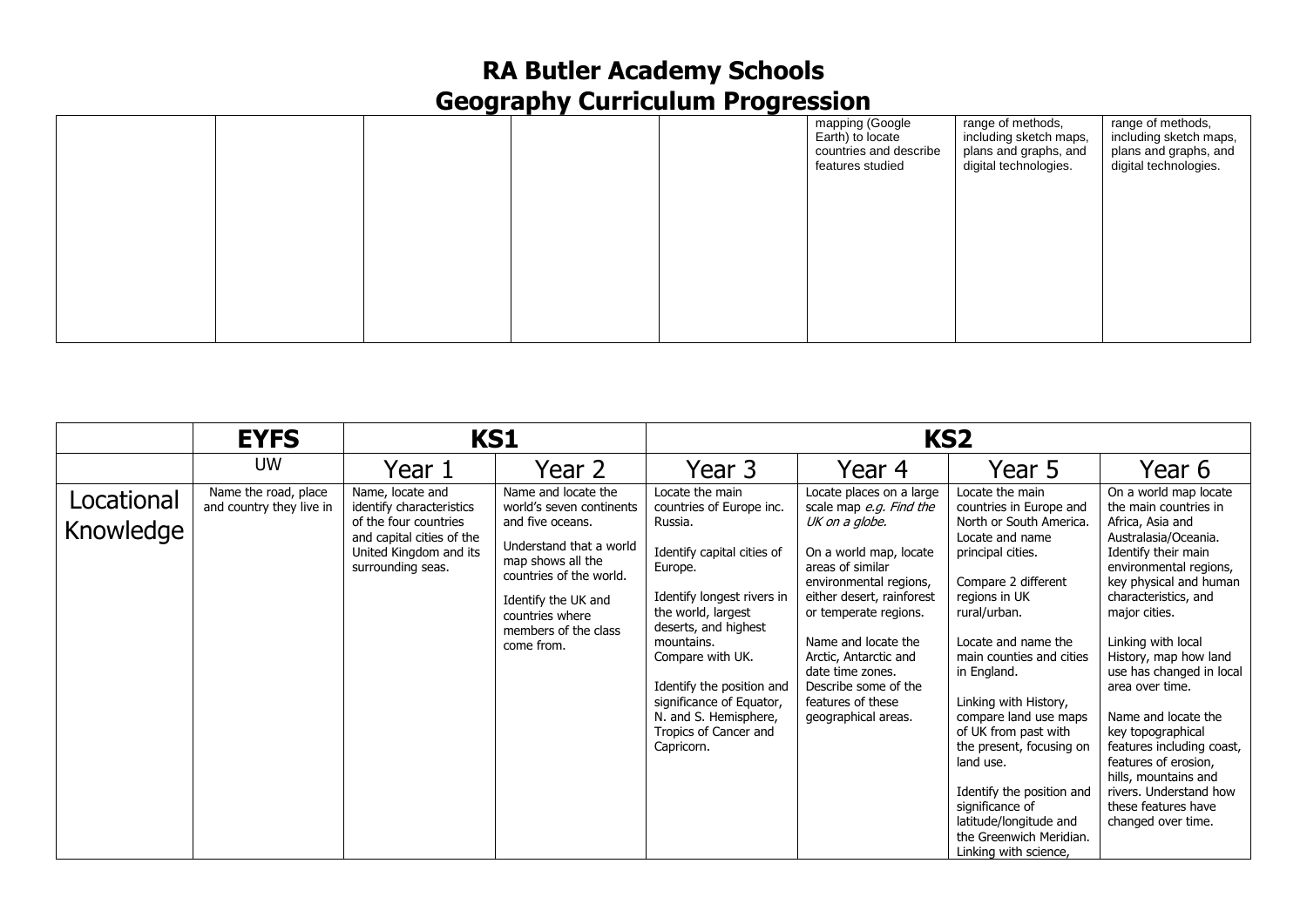# RA Butler Academy Schools
# Geography Curriculum Progression

| | | | | | | | |
|---|---|---|---|---|---|---|---|
| | | | | | mapping (Google Earth) to locate countries and describe features studied | range of methods, including sketch maps, plans and graphs, and digital technologies. | range of methods, including sketch maps, plans and graphs, and digital technologies. |

| | EYFS | KS1 | | KS2 | | | |
|---|---|---|---|---|---|---|---|
| | UW | Year 1 | Year 2 | Year 3 | Year 4 | Year 5 | Year 6 |
| Locational Knowledge | Name the road, place and country they live in | Name, locate and identify characteristics of the four countries and capital cities of the United Kingdom and its surrounding seas. | Name and locate the world's seven continents and five oceans.<br><br>Understand that a world map shows all the countries of the world.<br><br>Identify the UK and countries where members of the class come from. | Locate the main countries of Europe inc. Russia.<br><br>Identify capital cities of Europe.<br><br>Identify longest rivers in the world, largest deserts, and highest mountains.<br>Compare with UK.<br><br>Identify the position and significance of Equator, N. and S. Hemisphere, Tropics of Cancer and Capricorn. | Locate places on a large scale map *e.g. Find the UK on a globe.*<br><br>On a world map, locate areas of similar environmental regions, either desert, rainforest or temperate regions.<br><br>Name and locate the Arctic, Antarctic and date time zones.<br>Describe some of the features of these geographical areas. | Locate the main countries in Europe and North or South America. Locate and name principal cities.<br><br>Compare 2 different regions in UK rural/urban.<br><br>Locate and name the main counties and cities in England.<br><br>Linking with History, compare land use maps of UK from past with the present, focusing on land use.<br><br>Identify the position and significance of latitude/longitude and the Greenwich Meridian. Linking with science, | On a world map locate the main countries in Africa, Asia and Australasia/Oceania. Identify their main environmental regions, key physical and human characteristics, and major cities.<br><br>Linking with local History, map how land use has changed in local area over time.<br><br>Name and locate the key topographical features including coast, features of erosion, hills, mountains and rivers. Understand how these features have changed over time. |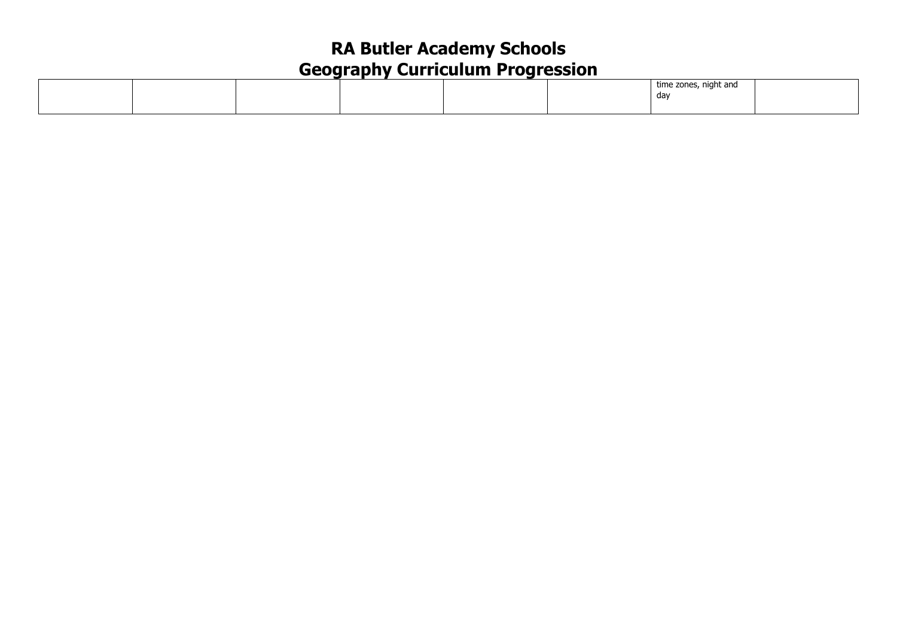| | | | | | | | |
|---|---|---|---|---|---|---|---|
| | | | | | | time zones, night and day | |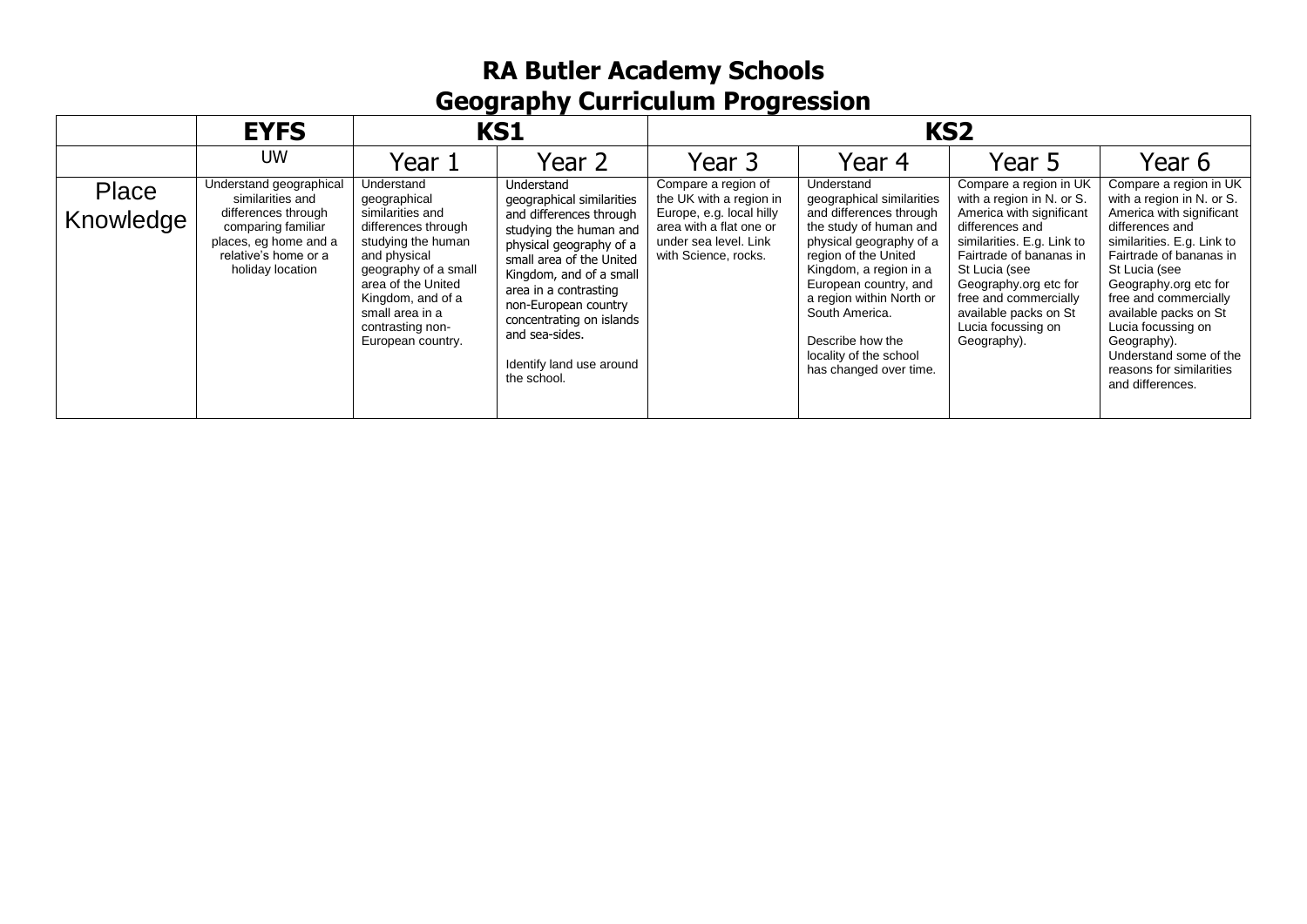# RA Butler Academy Schools
# Geography Curriculum Progression

| | EYFS | KS1 | | KS2 | | | |
|---|---|---|---|---|---|---|---|
| | UW | Year 1 | Year 2 | Year 3 | Year 4 | Year 5 | Year 6 |
| Place Knowledge | Understand geographical similarities and differences through comparing familiar places, eg home and a relative's home or a holiday location | Understand geographical similarities and differences through studying the human and physical geography of a small area of the United Kingdom, and of a small area in a contrasting non-European country. | Understand geographical similarities and differences through studying the human and physical geography of a small area of the United Kingdom, and of a small area in a contrasting non-European country concentrating on islands and sea-sides.<br><br>Identify land use around the school. | Compare a region of the UK with a region in Europe, e.g. local hilly area with a flat one or under sea level. Link with Science, rocks. | Understand geographical similarities and differences through the study of human and physical geography of a region of the United Kingdom, a region in a European country, and a region within North or South America.<br><br>Describe how the locality of the school has changed over time. | Compare a region in UK with a region in N. or S. America with significant differences and similarities. E.g. Link to Fairtrade of bananas in St Lucia (see Geography.org etc for free and commercially available packs on St Lucia focussing on Geography). | Compare a region in UK with a region in N. or S. America with significant differences and similarities. E.g. Link to Fairtrade of bananas in St Lucia (see Geography.org etc for free and commercially available packs on St Lucia focussing on Geography). Understand some of the reasons for similarities and differences. |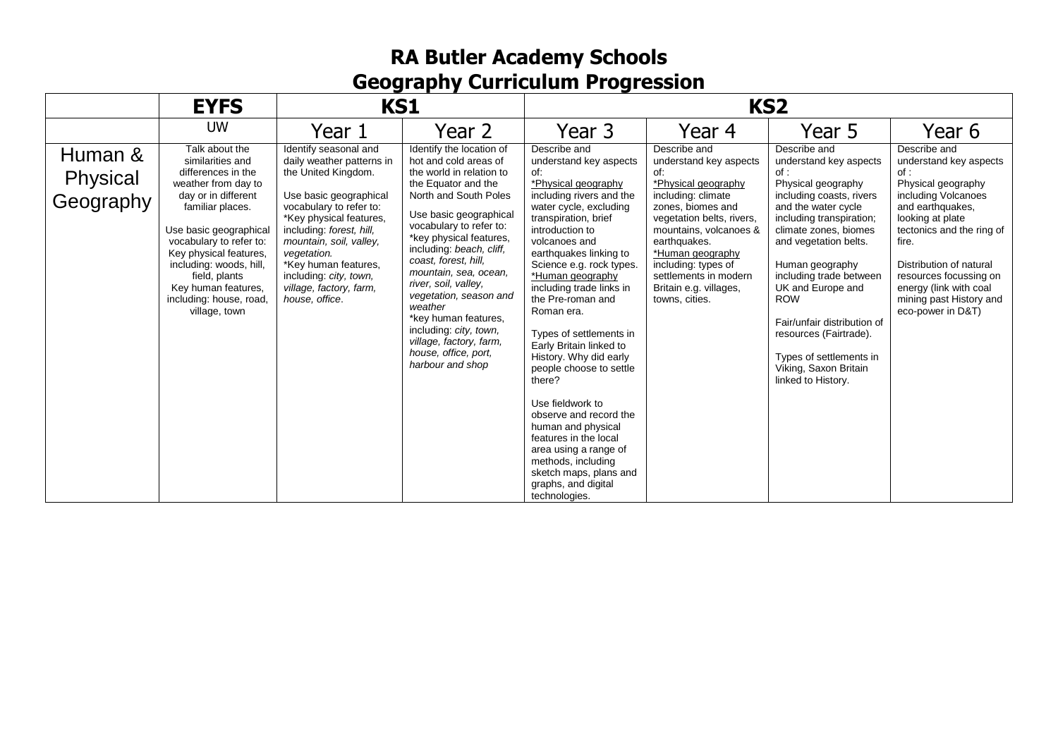# RA Butler Academy Schools
# Geography Curriculum Progression

| | EYFS | KS1 | | KS2 | | | |
|---|---|---|---|---|---|---|---|
| | UW | Year 1 | Year 2 | Year 3 | Year 4 | Year 5 | Year 6 |
| Human & Physical Geography | Talk about the similarities and differences in the weather from day to day or in different familiar places.<br><br>Use basic geographical vocabulary to refer to: Key physical features, including: woods, hill, field, plants<br>Key human features, including: house, road, village, town | Identify seasonal and daily weather patterns in the United Kingdom.<br><br>Use basic geographical vocabulary to refer to:<br>*Key physical features, including: *forest, hill, mountain, soil, valley, vegetation.*<br>*Key human features, including: *city, town, village, factory, farm, house, office*. | Identify the location of hot and cold areas of the world in relation to the Equator and the North and South Poles<br><br>Use basic geographical vocabulary to refer to:<br>*key physical features, including: *beach, cliff, coast, forest, hill, mountain, sea, ocean, river, soil, valley, vegetation, season and weather*<br>*key human features, including: *city, town, village, factory, farm, house, office, port, harbour and shop* | Describe and understand key aspects of:<br>*Physical geography including rivers and the water cycle, excluding transpiration, brief introduction to volcanoes and earthquakes linking to Science e.g. rock types.<br>*Human geography including trade links in the Pre-roman and Roman era.<br><br>Types of settlements in Early Britain linked to History. Why did early people choose to settle there?<br><br>Use fieldwork to observe and record the human and physical features in the local area using a range of methods, including sketch maps, plans and graphs, and digital technologies. | Describe and understand key aspects of:<br>*Physical geography including: climate zones, biomes and vegetation belts, rivers, mountains, volcanoes & earthquakes.<br>*Human geography including: types of settlements in modern Britain e.g. villages, towns, cities. | Describe and understand key aspects of :<br>Physical geography including coasts, rivers and the water cycle including transpiration; climate zones, biomes and vegetation belts.<br><br>Human geography including trade between UK and Europe and ROW<br><br>Fair/unfair distribution of resources (Fairtrade).<br><br>Types of settlements in Viking, Saxon Britain linked to History. | Describe and understand key aspects of :<br>Physical geography including Volcanoes and earthquakes, looking at plate tectonics and the ring of fire.<br><br>Distribution of natural resources focussing on energy (link with coal mining past History and eco-power in D&T) |